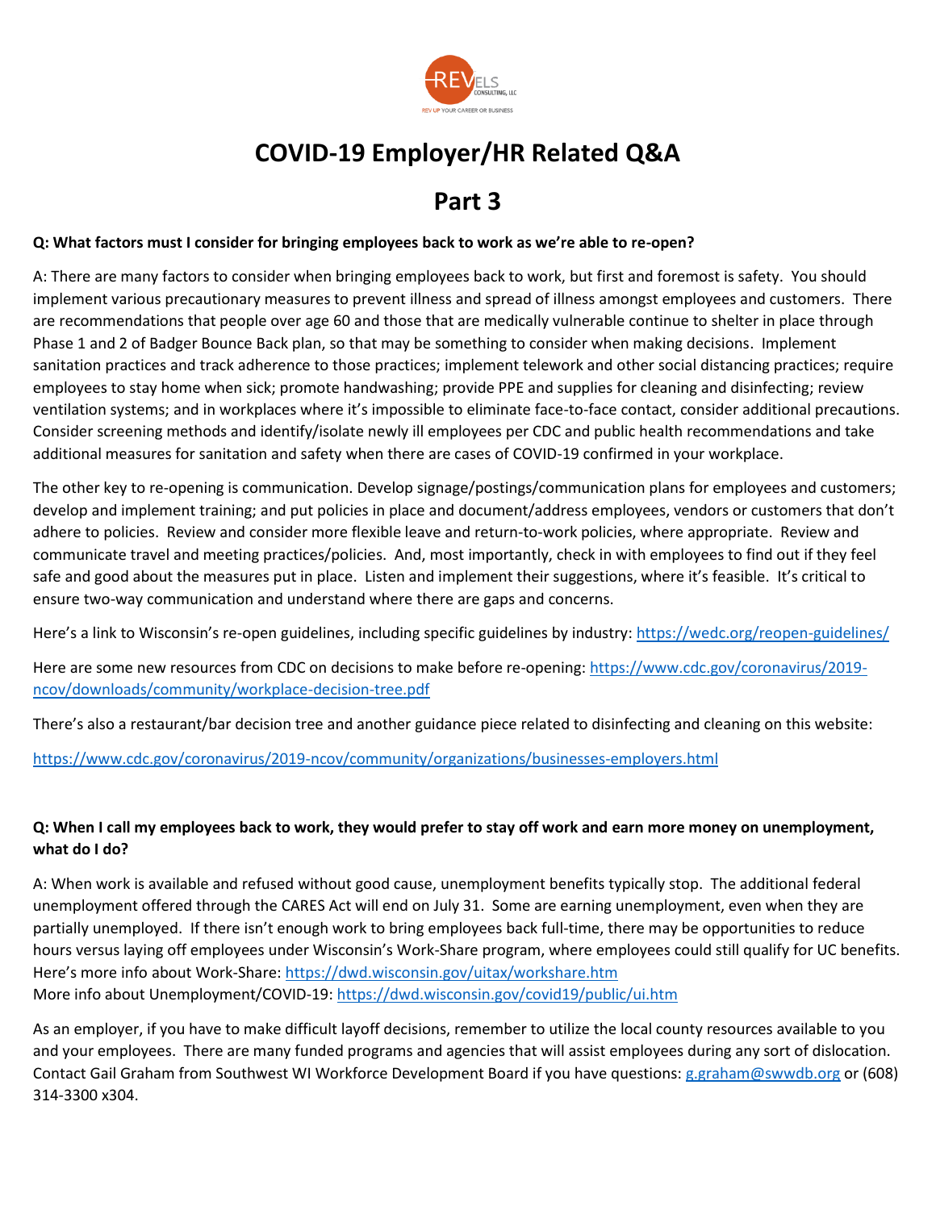# COVID-19 Employer/HR Related Q&A

## Part 3

**Q: What factors must I consider for bringing employees back to work as we're able to re-open?**

A: There are many factors to consider when bringing employees back to work, but first and foremost is safety. You should implement various precautionary measures to prevent illness and spread of illness amongst employees and customers. There are recommendations that people over age 60 and those that are medically vulnerable continue to shelter in place through Phase 1 and 2 of Badger Bounce Back plan, so that may be something to consider when making decisions. Implement sanitation practices and track adherence to those practices; implement telework and other social distancing practices; require employees to stay home when sick; promote handwashing; provide PPE and supplies for cleaning and disinfecting; review ventilation systems; and in workplaces where it's impossible to eliminate face-to-face contact, consider additional precautions. Consider screening methods and identify/isolate newly ill employees per CDC and public health recommendations and take additional measures for sanitation and safety when there are cases of COVID-19 confirmed in your workplace.

The other key to re-opening is communication. Develop signage/postings/communication plans for employees and customers; develop and implement training; and put policies in place and document/address employees, vendors or customers that don't adhere to policies. Review and consider more flexible leave and return-to-work policies, where appropriate. Review and communicate travel and meeting practices/policies. And, most importantly, check in with employees to find out if they feel safe and good about the measures put in place. Listen and implement their suggestions, where it's feasible. It's critical to ensure two-way communication and understand where there are gaps and concerns.

Here's a link to Wisconsin's re-open guidelines, including specific guidelines by industry: https://wedc.org/reopen-guidelines/

Here are some new resources from CDC on decisions to make before re-opening: https://www.cdc.gov/coronavirus/2019-ncov/downloads/community/workplace-decision-tree.pdf

There's also a restaurant/bar decision tree and another guidance piece related to disinfecting and cleaning on this website:

https://www.cdc.gov/coronavirus/2019-ncov/community/organizations/businesses-employers.html

**Q: When I call my employees back to work, they would prefer to stay off work and earn more money on unemployment, what do I do?**

A: When work is available and refused without good cause, unemployment benefits typically stop. The additional federal unemployment offered through the CARES Act will end on July 31. Some are earning unemployment, even when they are partially unemployed. If there isn't enough work to bring employees back full-time, there may be opportunities to reduce hours versus laying off employees under Wisconsin's Work-Share program, where employees could still qualify for UC benefits.
Here's more info about Work-Share: https://dwd.wisconsin.gov/uitax/workshare.htm
More info about Unemployment/COVID-19: https://dwd.wisconsin.gov/covid19/public/ui.htm

As an employer, if you have to make difficult layoff decisions, remember to utilize the local county resources available to you and your employees. There are many funded programs and agencies that will assist employees during any sort of dislocation. Contact Gail Graham from Southwest WI Workforce Development Board if you have questions: g.graham@swwdb.org or (608) 314-3300 x304.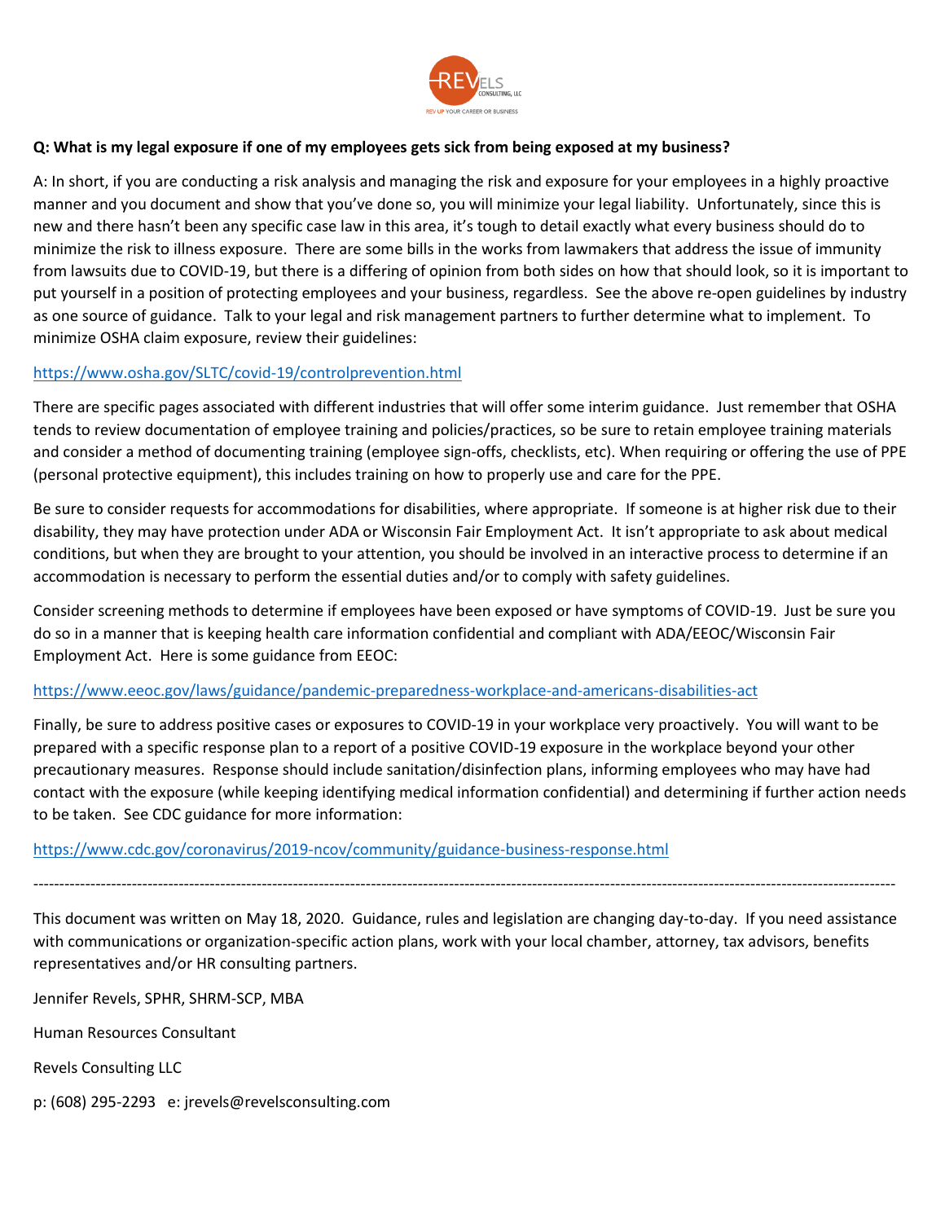**Q: What is my legal exposure if one of my employees gets sick from being exposed at my business?**

A: In short, if you are conducting a risk analysis and managing the risk and exposure for your employees in a highly proactive manner and you document and show that you've done so, you will minimize your legal liability. Unfortunately, since this is new and there hasn't been any specific case law in this area, it's tough to detail exactly what every business should do to minimize the risk to illness exposure. There are some bills in the works from lawmakers that address the issue of immunity from lawsuits due to COVID-19, but there is a differing of opinion from both sides on how that should look, so it is important to put yourself in a position of protecting employees and your business, regardless. See the above re-open guidelines by industry as one source of guidance. Talk to your legal and risk management partners to further determine what to implement. To minimize OSHA claim exposure, review their guidelines:

https://www.osha.gov/SLTC/covid-19/controlprevention.html

There are specific pages associated with different industries that will offer some interim guidance. Just remember that OSHA tends to review documentation of employee training and policies/practices, so be sure to retain employee training materials and consider a method of documenting training (employee sign-offs, checklists, etc). When requiring or offering the use of PPE (personal protective equipment), this includes training on how to properly use and care for the PPE.

Be sure to consider requests for accommodations for disabilities, where appropriate. If someone is at higher risk due to their disability, they may have protection under ADA or Wisconsin Fair Employment Act. It isn't appropriate to ask about medical conditions, but when they are brought to your attention, you should be involved in an interactive process to determine if an accommodation is necessary to perform the essential duties and/or to comply with safety guidelines.

Consider screening methods to determine if employees have been exposed or have symptoms of COVID-19. Just be sure you do so in a manner that is keeping health care information confidential and compliant with ADA/EEOC/Wisconsin Fair Employment Act. Here is some guidance from EEOC:

https://www.eeoc.gov/laws/guidance/pandemic-preparedness-workplace-and-americans-disabilities-act

Finally, be sure to address positive cases or exposures to COVID-19 in your workplace very proactively. You will want to be prepared with a specific response plan to a report of a positive COVID-19 exposure in the workplace beyond your other precautionary measures. Response should include sanitation/disinfection plans, informing employees who may have had contact with the exposure (while keeping identifying medical information confidential) and determining if further action needs to be taken. See CDC guidance for more information:

https://www.cdc.gov/coronavirus/2019-ncov/community/guidance-business-response.html

---

This document was written on May 18, 2020. Guidance, rules and legislation are changing day-to-day. If you need assistance with communications or organization-specific action plans, work with your local chamber, attorney, tax advisors, benefits representatives and/or HR consulting partners.

Jennifer Revels, SPHR, SHRM-SCP, MBA

Human Resources Consultant

Revels Consulting LLC

p: (608) 295-2293 e: jrevels@revelsconsulting.com